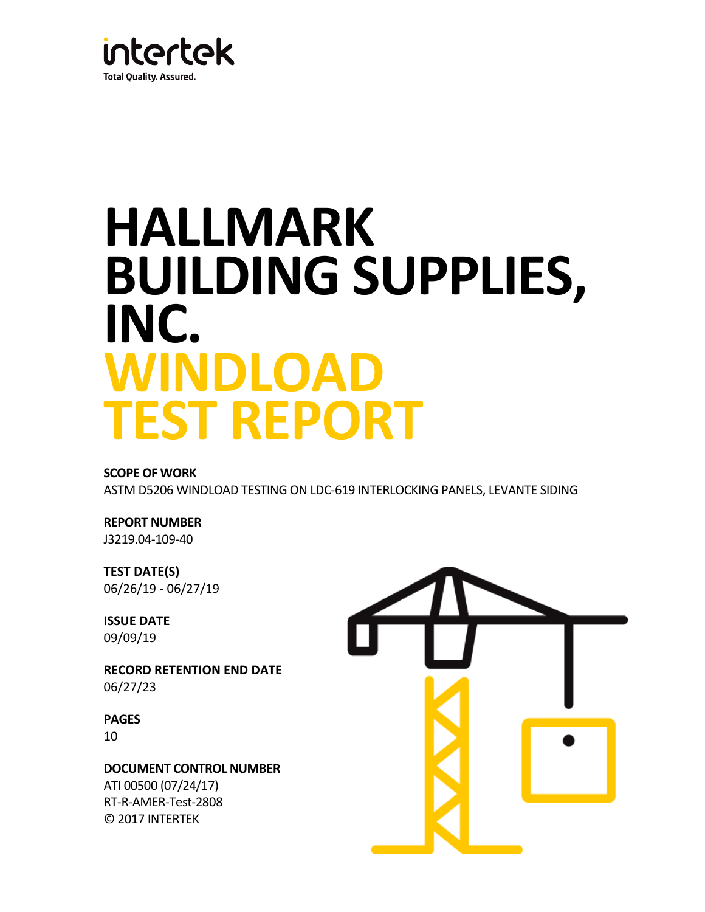intertek

Total Quality. Assured.

# HALLMARK BUILDING SUPPLIES, INC. WINDLOAD TEST REPORT

**SCOPE OF WORK**

ASTM D5206 WINDLOAD TESTING ON LDC-619 INTERLOCKING PANELS, LEVANTE SIDING

**REPORT NUMBER**

J3219.04-109-40

**TEST DATE(S)**

06/26/19 - 06/27/19

**ISSUE DATE**

09/09/19

**RECORD RETENTION END DATE**

06/27/23

**PAGES**

10

**DOCUMENT CONTROL NUMBER**

ATI 00500 (07/24/17)

RT-R-AMER-Test-2808

© 2017 INTERTEK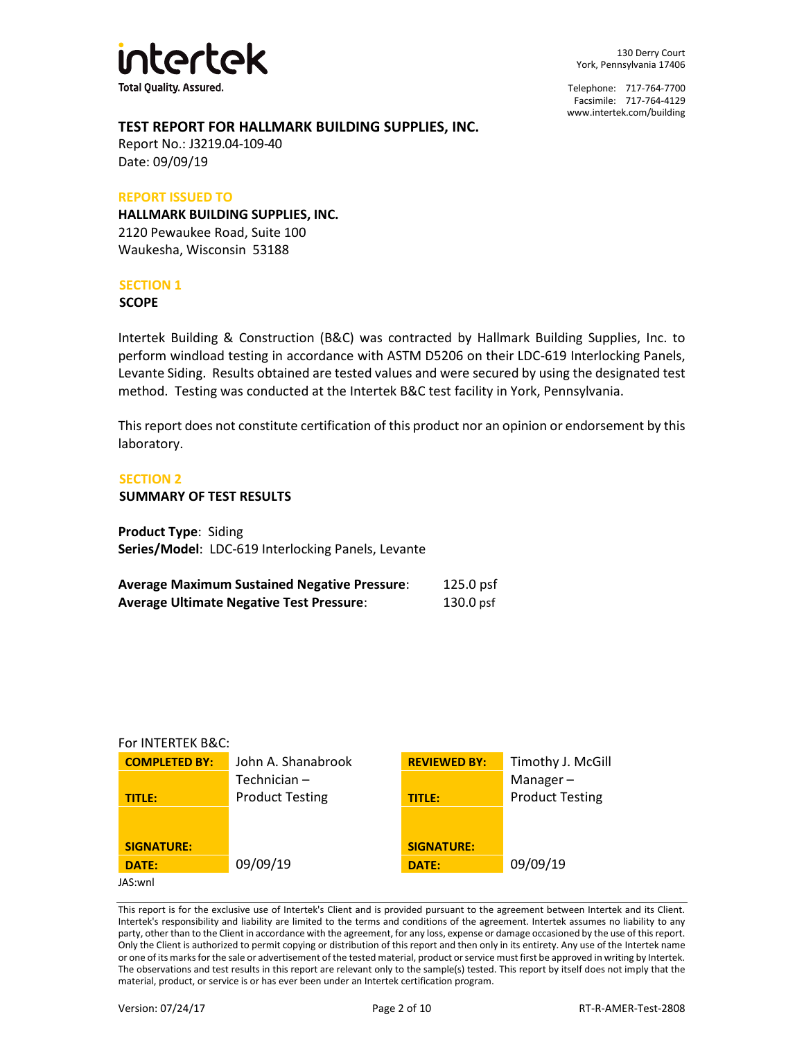intertek

Total Quality. Assured.

130 Derry Court
York, Pennsylvania 17406

Telephone: 717-764-7700
Facsimile: 717-764-4129
www.intertek.com/building

# TEST REPORT FOR HALLMARK BUILDING SUPPLIES, INC.

Report No.: J3219.04-109-40
Date: 09/09/19

**REPORT ISSUED TO**

**HALLMARK BUILDING SUPPLIES, INC.**
2120 Pewaukee Road, Suite 100
Waukesha, Wisconsin 53188

## SECTION 1

### SCOPE

Intertek Building & Construction (B&C) was contracted by Hallmark Building Supplies, Inc. to perform windload testing in accordance with ASTM D5206 on their LDC-619 Interlocking Panels, Levante Siding. Results obtained are tested values and were secured by using the designated test method. Testing was conducted at the Intertek B&C test facility in York, Pennsylvania.

This report does not constitute certification of this product nor an opinion or endorsement by this laboratory.

## SECTION 2

### SUMMARY OF TEST RESULTS

**Product Type**: Siding
**Series/Model**: LDC-619 Interlocking Panels, Levante

| | |
|---|---|
| **Average Maximum Sustained Negative Pressure**: | 125.0 psf |
| **Average Ultimate Negative Test Pressure**: | 130.0 psf |

For INTERTEK B&C:

| | | | |
|---|---|---|---|
| **COMPLETED BY:** | John A. Shanabrook | **REVIEWED BY:** | Timothy J. McGill |
| **TITLE:** | Technician – Product Testing | **TITLE:** | Manager – Product Testing |
| **SIGNATURE:** | | **SIGNATURE:** | |
| **DATE:** | 09/09/19 | **DATE:** | 09/09/19 |

JAS:wnl

This report is for the exclusive use of Intertek's Client and is provided pursuant to the agreement between Intertek and its Client. Intertek's responsibility and liability are limited to the terms and conditions of the agreement. Intertek assumes no liability to any party, other than to the Client in accordance with the agreement, for any loss, expense or damage occasioned by the use of this report. Only the Client is authorized to permit copying or distribution of this report and then only in its entirety. Any use of the Intertek name or one of its marks for the sale or advertisement of the tested material, product or service must first be approved in writing by Intertek. The observations and test results in this report are relevant only to the sample(s) tested. This report by itself does not imply that the material, product, or service is or has ever been under an Intertek certification program.

Version: 07/24/17

RT-R-AMER-Test-2808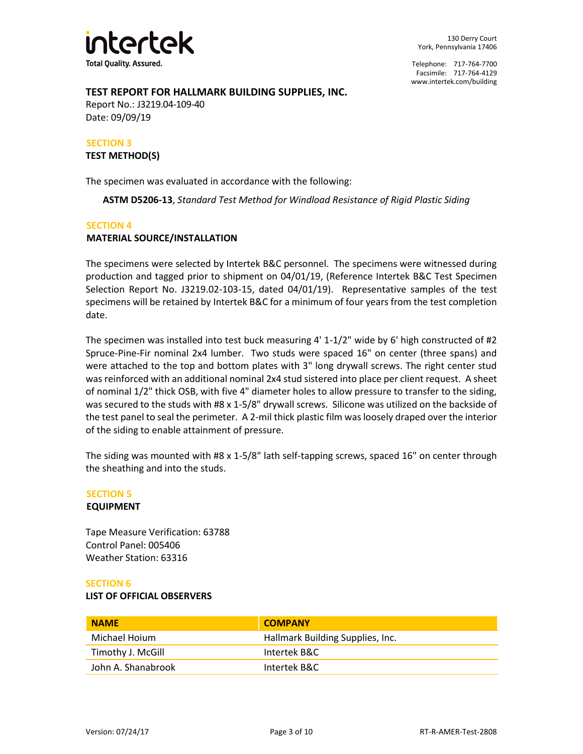**TEST REPORT FOR HALLMARK BUILDING SUPPLIES, INC.**

Report No.: J3219.04-109-40

Date: 09/09/19

## SECTION 3

### TEST METHOD(S)

The specimen was evaluated in accordance with the following:

**ASTM D5206-13**, *Standard Test Method for Windload Resistance of Rigid Plastic Siding*

## SECTION 4

### MATERIAL SOURCE/INSTALLATION

The specimens were selected by Intertek B&C personnel. The specimens were witnessed during production and tagged prior to shipment on 04/01/19, (Reference Intertek B&C Test Specimen Selection Report No. J3219.02-103-15, dated 04/01/19). Representative samples of the test specimens will be retained by Intertek B&C for a minimum of four years from the test completion date.

The specimen was installed into test buck measuring 4' 1-1/2" wide by 6' high constructed of #2 Spruce-Pine-Fir nominal 2x4 lumber. Two studs were spaced 16" on center (three spans) and were attached to the top and bottom plates with 3" long drywall screws. The right center stud was reinforced with an additional nominal 2x4 stud sistered into place per client request. A sheet of nominal 1/2" thick OSB, with five 4" diameter holes to allow pressure to transfer to the siding, was secured to the studs with #8 x 1-5/8" drywall screws. Silicone was utilized on the backside of the test panel to seal the perimeter. A 2-mil thick plastic film was loosely draped over the interior of the siding to enable attainment of pressure.

The siding was mounted with #8 x 1-5/8" lath self-tapping screws, spaced 16" on center through the sheathing and into the studs.

## SECTION 5

### EQUIPMENT

Tape Measure Verification: 63788

Control Panel: 005406

Weather Station: 63316

## SECTION 6

### LIST OF OFFICIAL OBSERVERS

| NAME | COMPANY |
|---|---|
| Michael Hoium | Hallmark Building Supplies, Inc. |
| Timothy J. McGill | Intertek B&C |
| John A. Shanabrook | Intertek B&C |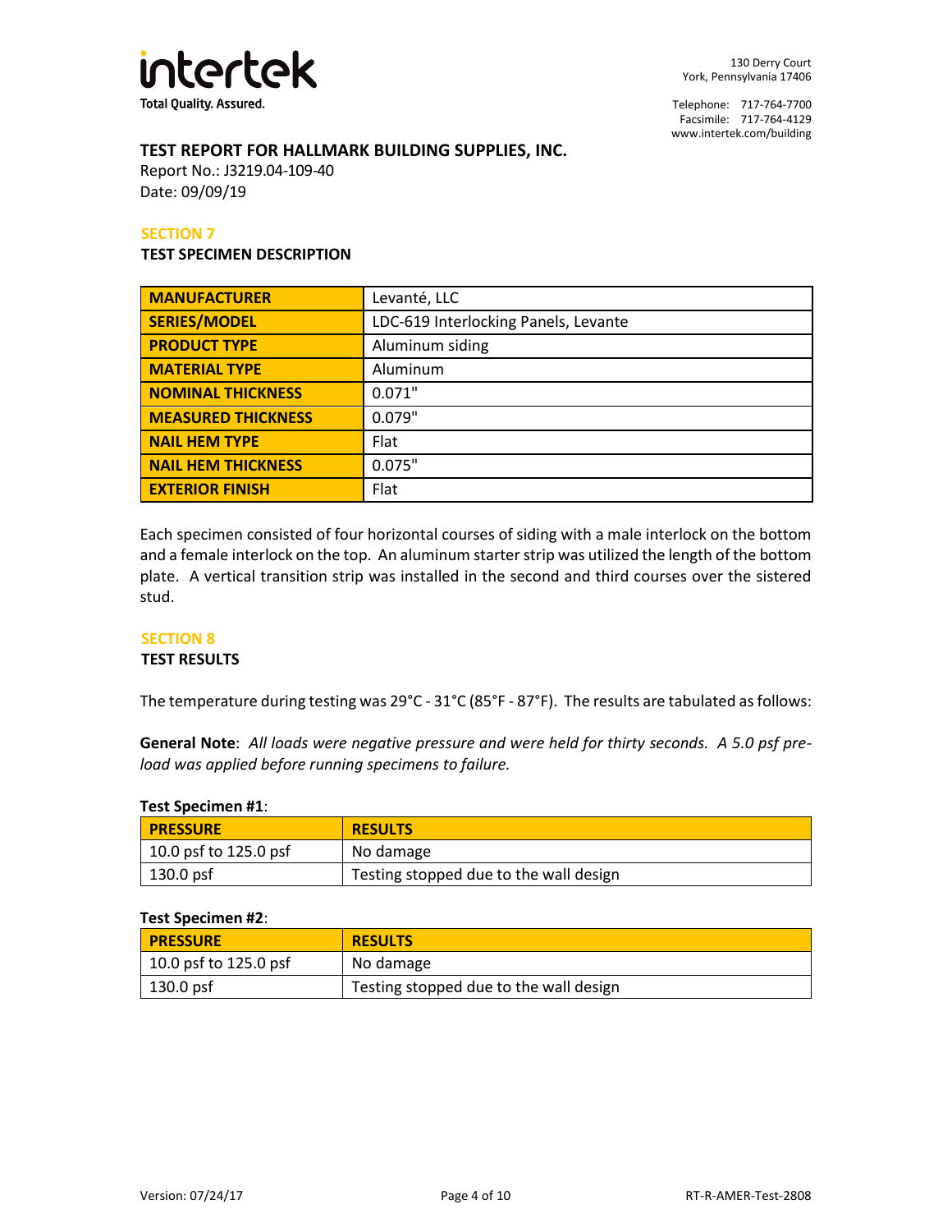**TEST REPORT FOR HALLMARK BUILDING SUPPLIES, INC.**

Report No.: J3219.04-109-40

Date: 09/09/19

## SECTION 7

### TEST SPECIMEN DESCRIPTION

| MANUFACTURER | Levanté, LLC |
|---|---|
| SERIES/MODEL | LDC-619 Interlocking Panels, Levante |
| PRODUCT TYPE | Aluminum siding |
| MATERIAL TYPE | Aluminum |
| NOMINAL THICKNESS | 0.071" |
| MEASURED THICKNESS | 0.079" |
| NAIL HEM TYPE | Flat |
| NAIL HEM THICKNESS | 0.075" |
| EXTERIOR FINISH | Flat |

Each specimen consisted of four horizontal courses of siding with a male interlock on the bottom and a female interlock on the top. An aluminum starter strip was utilized the length of the bottom plate. A vertical transition strip was installed in the second and third courses over the sistered stud.

## SECTION 8

### TEST RESULTS

The temperature during testing was 29°C - 31°C (85°F - 87°F). The results are tabulated as follows:

**General Note**: *All loads were negative pressure and were held for thirty seconds. A 5.0 psf pre-load was applied before running specimens to failure.*

**Test Specimen #1**:

| PRESSURE | RESULTS |
|---|---|
| 10.0 psf to 125.0 psf | No damage |
| 130.0 psf | Testing stopped due to the wall design |

**Test Specimen #2**:

| PRESSURE | RESULTS |
|---|---|
| 10.0 psf to 125.0 psf | No damage |
| 130.0 psf | Testing stopped due to the wall design |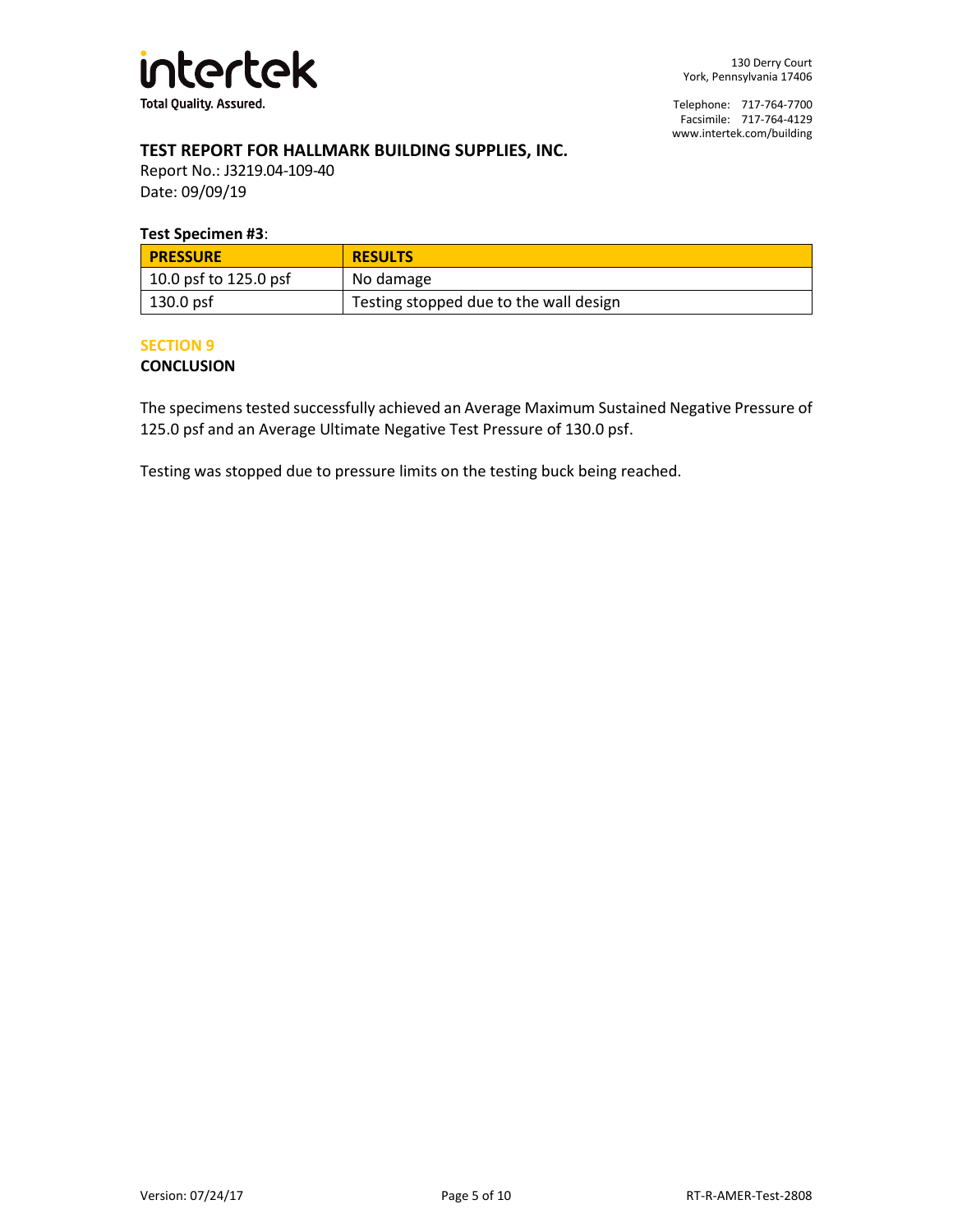**Test Specimen #3**:

| PRESSURE | RESULTS |
|---|---|
| 10.0 psf to 125.0 psf | No damage |
| 130.0 psf | Testing stopped due to the wall design |

## SECTION 9

### CONCLUSION

The specimens tested successfully achieved an Average Maximum Sustained Negative Pressure of 125.0 psf and an Average Ultimate Negative Test Pressure of 130.0 psf.

Testing was stopped due to pressure limits on the testing buck being reached.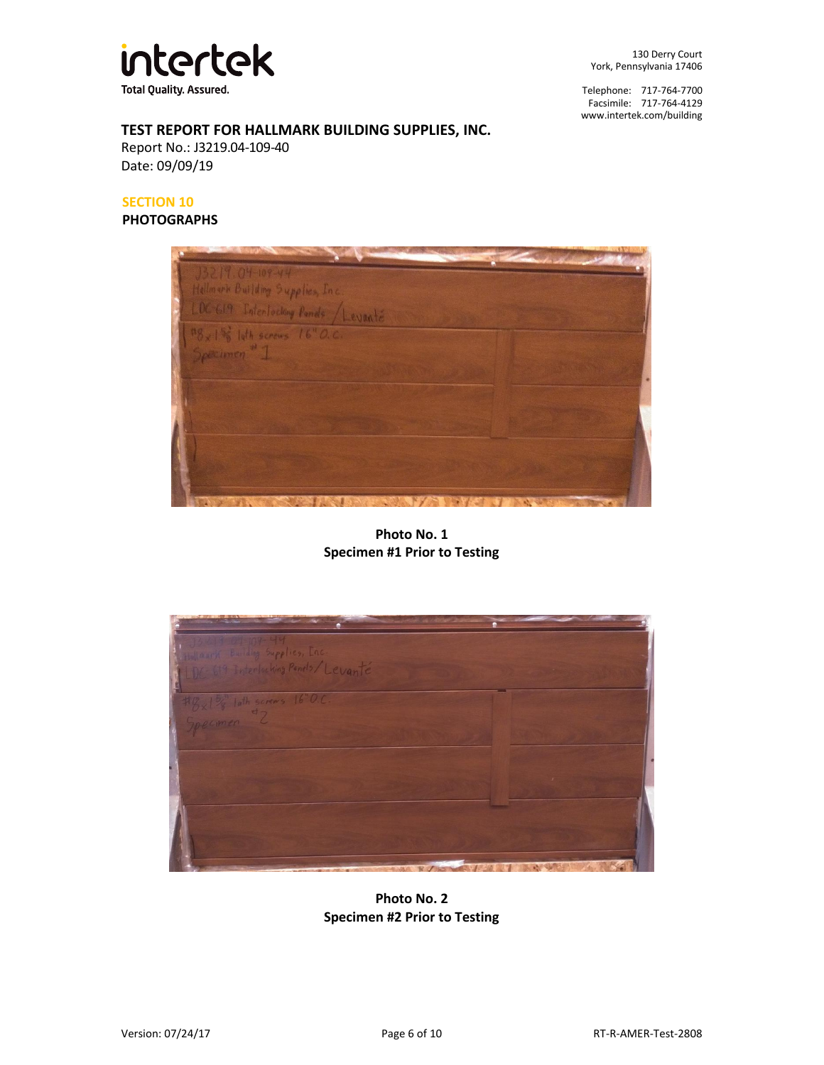**TEST REPORT FOR HALLMARK BUILDING SUPPLIES, INC.**
Report No.: J3219.04-109-40
Date: 09/09/19

## SECTION 10
## PHOTOGRAPHS

**Photo No. 1**
**Specimen #1 Prior to Testing**

**Photo No. 2**
**Specimen #2 Prior to Testing**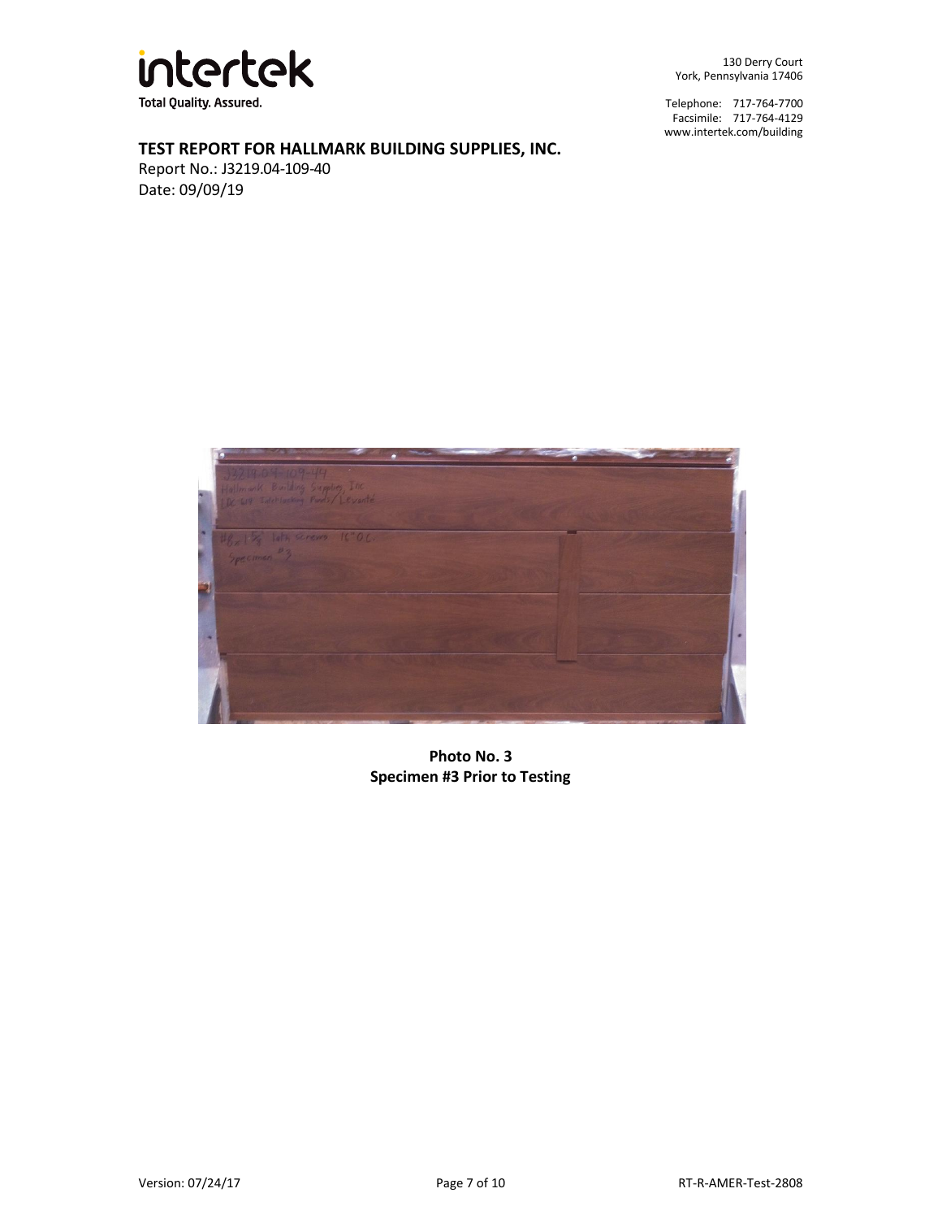**TEST REPORT FOR HALLMARK BUILDING SUPPLIES, INC.**

Report No.: J3219.04-109-40

Date: 09/09/19

**Photo No. 3**
**Specimen #3 Prior to Testing**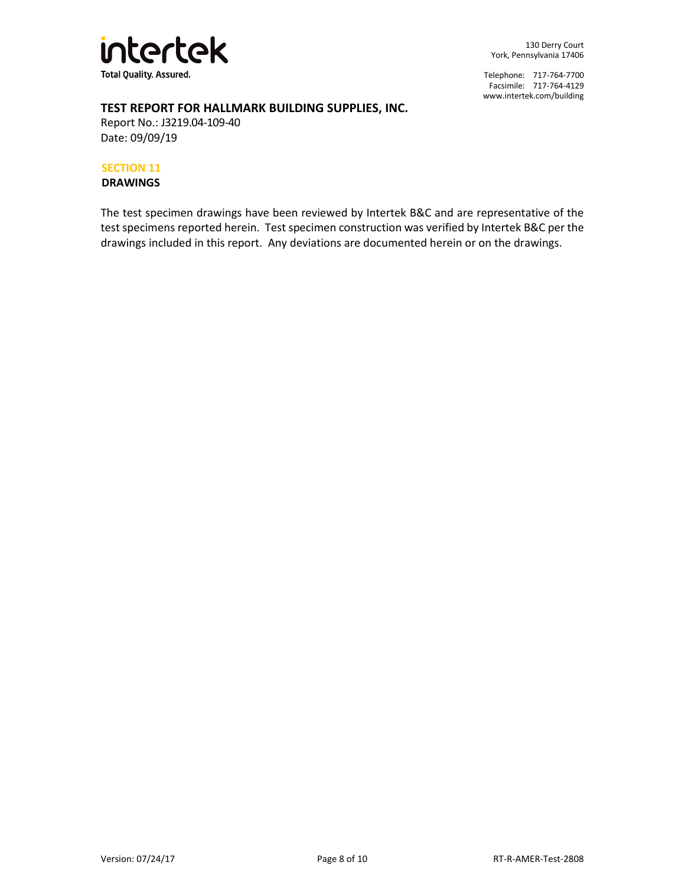**TEST REPORT FOR HALLMARK BUILDING SUPPLIES, INC.**
Report No.: J3219.04-109-40
Date: 09/09/19

## SECTION 11
**DRAWINGS**

The test specimen drawings have been reviewed by Intertek B&C and are representative of the test specimens reported herein. Test specimen construction was verified by Intertek B&C per the drawings included in this report. Any deviations are documented herein or on the drawings.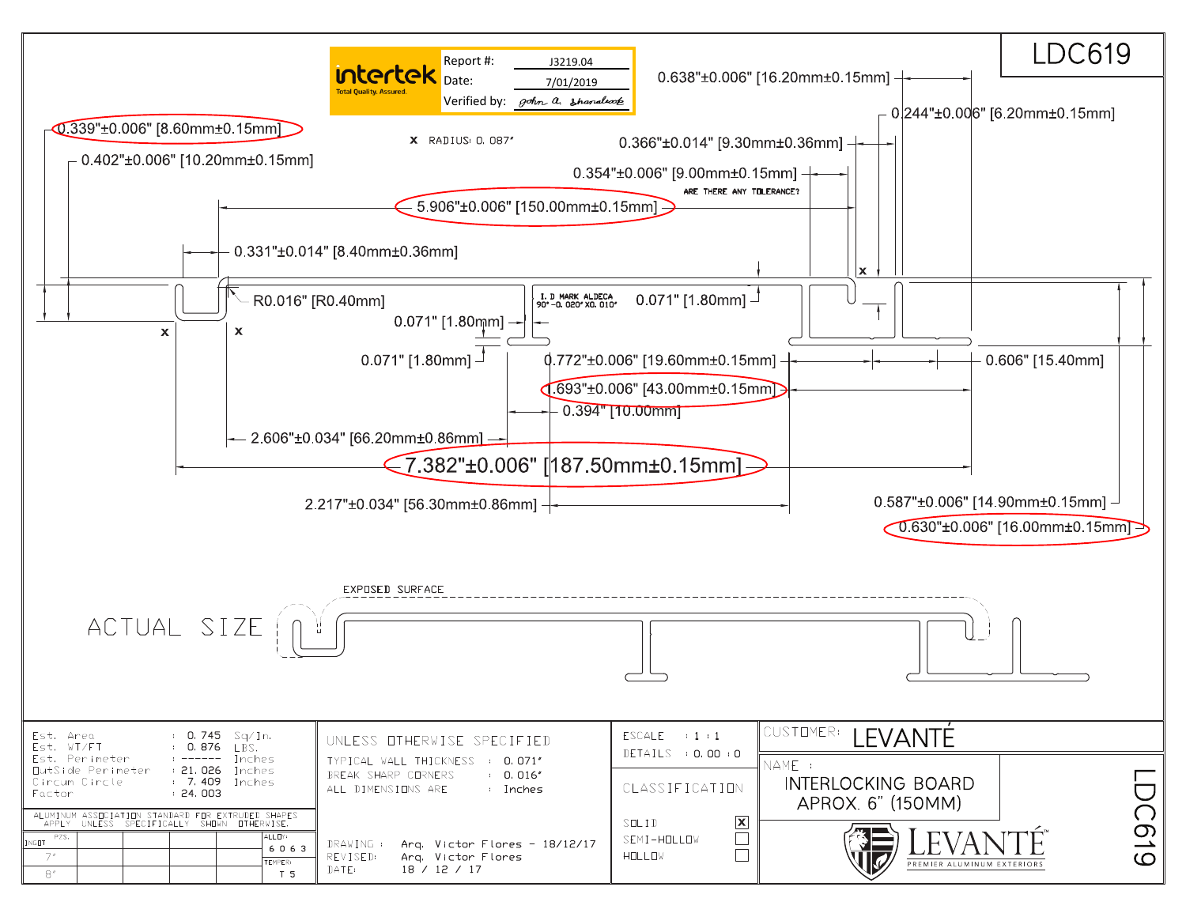# LDC619

Report #: J3219.04
Date: 7/01/2019
Verified by: John A. Shanahook

intertek — Total Quality. Assured.

0.339"±0.006" [8.60mm±0.15mm]

0.402"±0.006" [10.20mm±0.15mm]

X RADIUS: 0.087"

0.638"±0.006" [16.20mm±0.15mm]

0.244"±0.006" [6.20mm±0.15mm]

0.366"±0.014" [9.30mm±0.36mm]

0.354"±0.006" [9.00mm±0.15mm]

ARE THERE ANY TOLERANCE?

5.906"±0.006" [150.00mm±0.15mm]

0.331"±0.014" [8.40mm±0.36mm]

R0.016" [R0.40mm]

I. D MARK ALDECA 90° -0.020" X0.010"

0.071" [1.80mm]

0.071" [1.80mm]

0.071" [1.80mm]

0.772"±0.006" [19.60mm±0.15mm]

0.606" [15.40mm]

1.693"±0.006" [43.00mm±0.15mm]

0.394" [10.00mm]

2.606"±0.034" [66.20mm±0.86mm]

7.382"±0.006" [187.50mm±0.15mm]

2.217"±0.034" [56.30mm±0.86mm]

0.587"±0.006" [14.90mm±0.15mm]

0.630"±0.006" [16.00mm±0.15mm]

EXPOSED SURFACE

ACTUAL SIZE

| | | |
|---|---|---|
| Est. Area | : 0.745 | Sq/In. |
| Est. WT/FT | : 0.876 | LBS. |
| Est. Perimeter | : ------ | Inches |
| OutSide Perimeter | : 21.026 | Inches |
| Circum Circle | : 7.409 | Inches |
| Factor | : 24.003 | |

ALUMINUM ASSOCIATION STANDARD FOR EXTRUDED SHAPES APPLY UNLESS SPECIFICALLY SHOWN OTHERWISE.

| INGOT | PZS. | | | | ALLOY: 6063 |
|---|---|---|---|---|---|
| 7" | | | | | TEMPER: T5 |
| 8" | | | | | |

UNLESS OTHERWISE SPECIFIED

TYPICAL WALL THICKNESS : 0.071"
BREAK SHARP CORNERS : 0.016"
ALL DIMENSIONS ARE : Inches

DRAWING : Arq. Victor Flores - 18/12/17
REVISED: Arq. Victor Flores
DATE: 18 / 12 / 17

ESCALE : 1 : 1
DETAILS : 0.00 : 0

CLASSIFICATION

SOLID ☒
SEMI-HOLLOW ☐
HOLLOW ☐

CUSTOMER: LEVANTÉ

NAME : INTERLOCKING BOARD APROX. 6" (150MM)

LEVANTÉ™ PREMIER ALUMINUM EXTERIORS

LDC619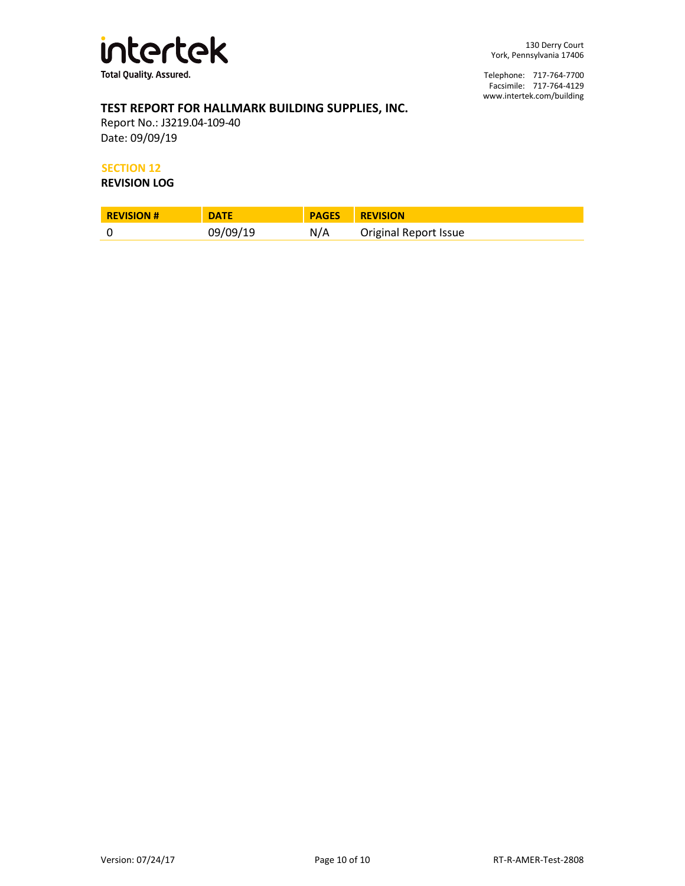# TEST REPORT FOR HALLMARK BUILDING SUPPLIES, INC.

Report No.: J3219.04-109-40

Date: 09/09/19

## SECTION 12

## REVISION LOG

| REVISION # | DATE | PAGES | REVISION |
|---|---|---|---|
| 0 | 09/09/19 | N/A | Original Report Issue |